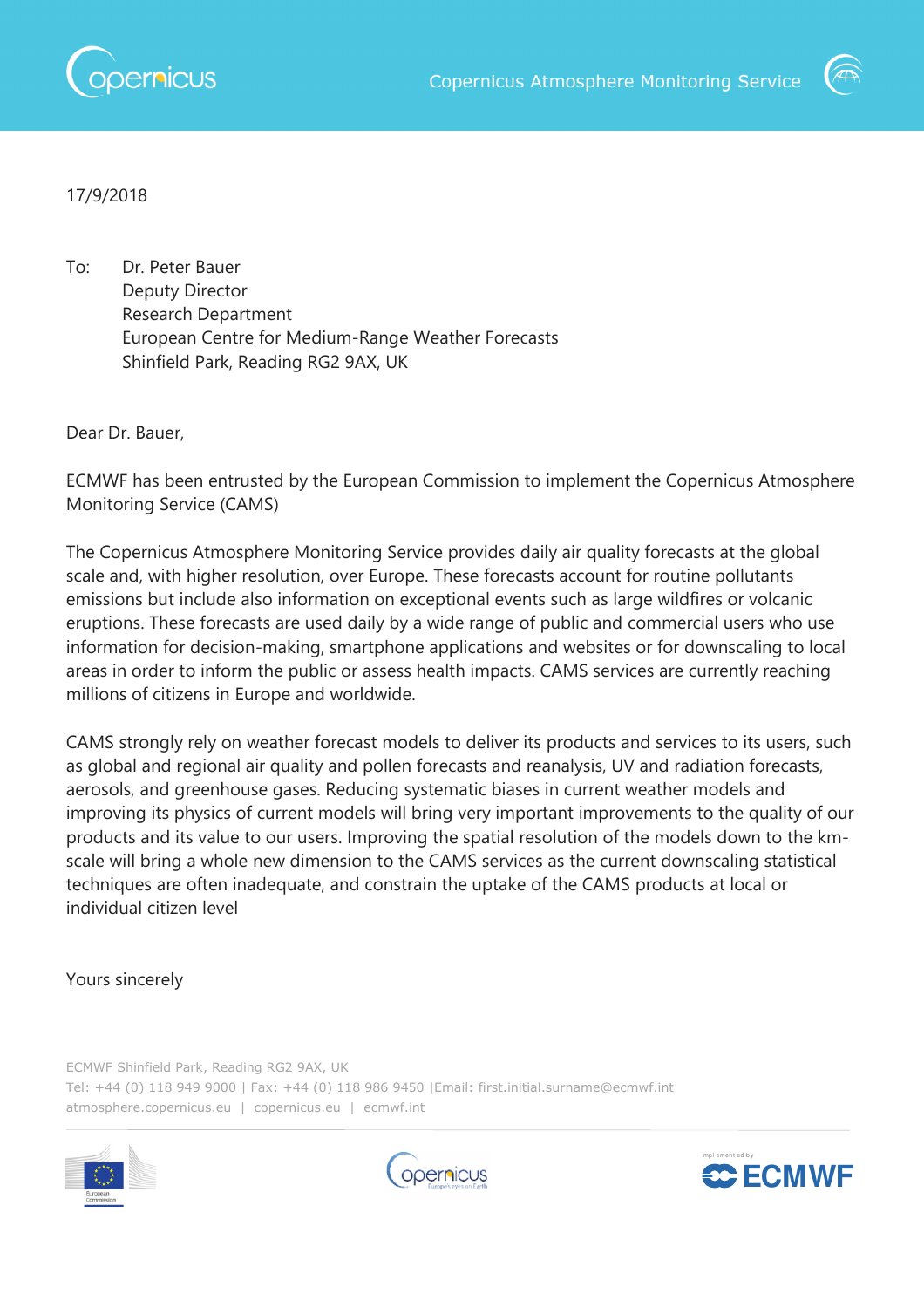17/9/2018

To: Dr. Peter Bauer
Deputy Director
Research Department
European Centre for Medium-Range Weather Forecasts
Shinfield Park, Reading RG2 9AX, UK

Dear Dr. Bauer,

ECMWF has been entrusted by the European Commission to implement the Copernicus Atmosphere Monitoring Service (CAMS)

The Copernicus Atmosphere Monitoring Service provides daily air quality forecasts at the global scale and, with higher resolution, over Europe. These forecasts account for routine pollutants emissions but include also information on exceptional events such as large wildfires or volcanic eruptions. These forecasts are used daily by a wide range of public and commercial users who use information for decision-making, smartphone applications and websites or for downscaling to local areas in order to inform the public or assess health impacts. CAMS services are currently reaching millions of citizens in Europe and worldwide.

CAMS strongly rely on weather forecast models to deliver its products and services to its users, such as global and regional air quality and pollen forecasts and reanalysis, UV and radiation forecasts, aerosols, and greenhouse gases. Reducing systematic biases in current weather models and improving its physics of current models will bring very important improvements to the quality of our products and its value to our users. Improving the spatial resolution of the models down to the km-scale will bring a whole new dimension to the CAMS services as the current downscaling statistical techniques are often inadequate, and constrain the uptake of the CAMS products at local or individual citizen level

Yours sincerely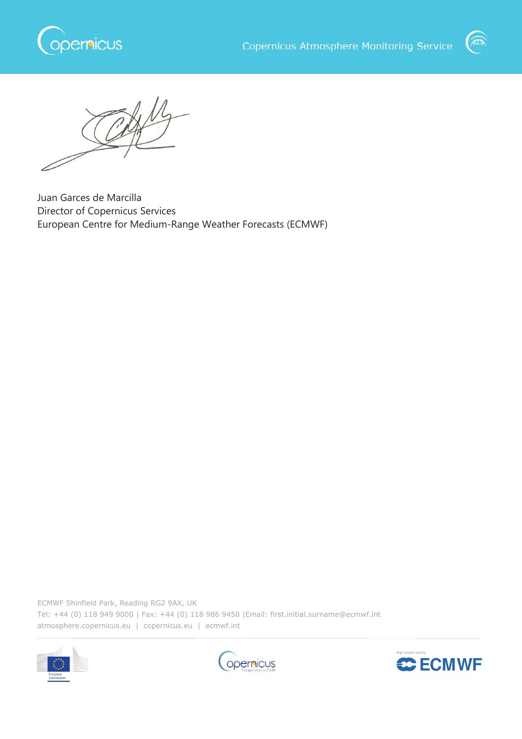Juan Garces de Marcilla
Director of Copernicus Services
European Centre for Medium-Range Weather Forecasts (ECMWF)

ECMWF Shinfield Park, Reading RG2 9AX, UK
Tel: +44 (0) 118 949 9000 | Fax: +44 (0) 118 986 9450 |Email: first.initial.surname@ecmwf.int
atmosphere.copernicus.eu | copernicus.eu | ecmwf.int